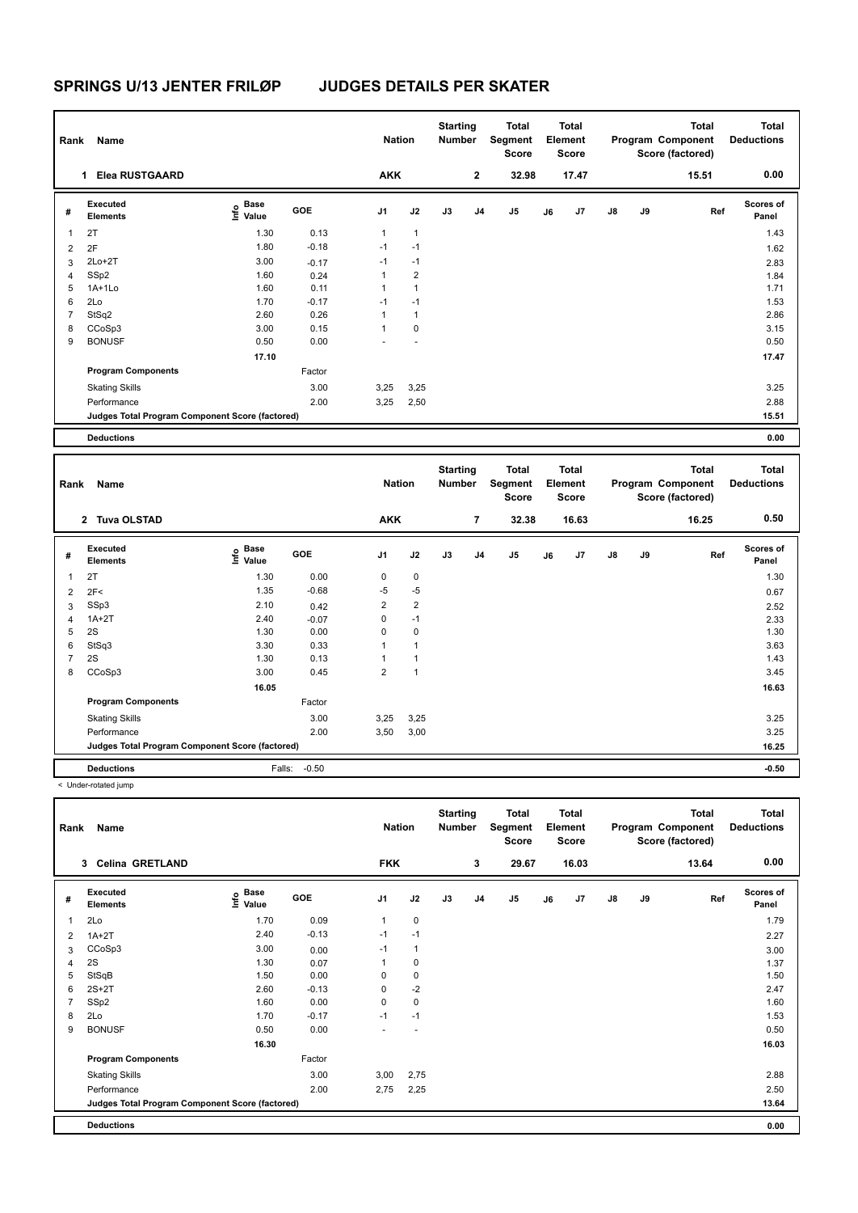# SPRINGS U/13 JENTER FRILØP JUDGES DETAILS PER SKATER

| Rank | Name | Nation | Starting Number | Total Segment Score | Total Element Score | Total Program Component Score (factored) | Total Deductions |
|---|---|---|---|---|---|---|---|
| 1 | Elea RUSTGAARD | AKK | 2 | 32.98 | 17.47 | 15.51 | 0.00 |

| # | Executed Elements | Info | Base Value | GOE | J1 | J2 | J3 | J4 | J5 | J6 | J7 | J8 | J9 | Ref | Scores of Panel |
|---|---|---|---|---|---|---|---|---|---|---|---|---|---|---|---|
| 1 | 2T | | 1.30 | 0.13 | 1 | 1 | | | | | | | | | 1.43 |
| 2 | 2F | | 1.80 | -0.18 | -1 | -1 | | | | | | | | | 1.62 |
| 3 | 2Lo+2T | | 3.00 | -0.17 | -1 | -1 | | | | | | | | | 2.83 |
| 4 | SSp2 | | 1.60 | 0.24 | 1 | 2 | | | | | | | | | 1.84 |
| 5 | 1A+1Lo | | 1.60 | 0.11 | 1 | 1 | | | | | | | | | 1.71 |
| 6 | 2Lo | | 1.70 | -0.17 | -1 | -1 | | | | | | | | | 1.53 |
| 7 | StSq2 | | 2.60 | 0.26 | 1 | 1 | | | | | | | | | 2.86 |
| 8 | CCoSp3 | | 3.00 | 0.15 | 1 | 0 | | | | | | | | | 3.15 |
| 9 | BONUSF | | 0.50 | 0.00 | - | - | | | | | | | | | 0.50 |
| | | | 17.10 | | | | | | | | | | | | 17.47 |
| | Program Components | | | Factor | | | | | | | | | | | |
| | Skating Skills | | | 3.00 | 3,25 | 3,25 | | | | | | | | | 3.25 |
| | Performance | | | 2.00 | 3,25 | 2,50 | | | | | | | | | 2.88 |
| | Judges Total Program Component Score (factored) | | | | | | | | | | | | | | 15.51 |
| | Deductions | | | | | | | | | | | | | | 0.00 |

| Rank | Name | Nation | Starting Number | Total Segment Score | Total Element Score | Total Program Component Score (factored) | Total Deductions |
|---|---|---|---|---|---|---|---|
| 2 | Tuva OLSTAD | AKK | 7 | 32.38 | 16.63 | 16.25 | 0.50 |

| # | Executed Elements | Info | Base Value | GOE | J1 | J2 | J3 | J4 | J5 | J6 | J7 | J8 | J9 | Ref | Scores of Panel |
|---|---|---|---|---|---|---|---|---|---|---|---|---|---|---|---|
| 1 | 2T | | 1.30 | 0.00 | 0 | 0 | | | | | | | | | 1.30 |
| 2 | 2F< | | 1.35 | -0.68 | -5 | -5 | | | | | | | | | 0.67 |
| 3 | SSp3 | | 2.10 | 0.42 | 2 | 2 | | | | | | | | | 2.52 |
| 4 | 1A+2T | | 2.40 | -0.07 | 0 | -1 | | | | | | | | | 2.33 |
| 5 | 2S | | 1.30 | 0.00 | 0 | 0 | | | | | | | | | 1.30 |
| 6 | StSq3 | | 3.30 | 0.33 | 1 | 1 | | | | | | | | | 3.63 |
| 7 | 2S | | 1.30 | 0.13 | 1 | 1 | | | | | | | | | 1.43 |
| 8 | CCoSp3 | | 3.00 | 0.45 | 2 | 1 | | | | | | | | | 3.45 |
| | | | 16.05 | | | | | | | | | | | | 16.63 |
| | Program Components | | | Factor | | | | | | | | | | | |
| | Skating Skills | | | 3.00 | 3,25 | 3,25 | | | | | | | | | 3.25 |
| | Performance | | | 2.00 | 3,50 | 3,00 | | | | | | | | | 3.25 |
| | Judges Total Program Component Score (factored) | | | | | | | | | | | | | | 16.25 |
| | Deductions | | Falls: | -0.50 | | | | | | | | | | | -0.50 |

< Under-rotated jump

| Rank | Name | Nation | Starting Number | Total Segment Score | Total Element Score | Total Program Component Score (factored) | Total Deductions |
|---|---|---|---|---|---|---|---|
| 3 | Celina GRETLAND | FKK | 3 | 29.67 | 16.03 | 13.64 | 0.00 |

| # | Executed Elements | Info | Base Value | GOE | J1 | J2 | J3 | J4 | J5 | J6 | J7 | J8 | J9 | Ref | Scores of Panel |
|---|---|---|---|---|---|---|---|---|---|---|---|---|---|---|---|
| 1 | 2Lo | | 1.70 | 0.09 | 1 | 0 | | | | | | | | | 1.79 |
| 2 | 1A+2T | | 2.40 | -0.13 | -1 | -1 | | | | | | | | | 2.27 |
| 3 | CCoSp3 | | 3.00 | 0.00 | -1 | 1 | | | | | | | | | 3.00 |
| 4 | 2S | | 1.30 | 0.07 | 1 | 0 | | | | | | | | | 1.37 |
| 5 | StSqB | | 1.50 | 0.00 | 0 | 0 | | | | | | | | | 1.50 |
| 6 | 2S+2T | | 2.60 | -0.13 | 0 | -2 | | | | | | | | | 2.47 |
| 7 | SSp2 | | 1.60 | 0.00 | 0 | 0 | | | | | | | | | 1.60 |
| 8 | 2Lo | | 1.70 | -0.17 | -1 | -1 | | | | | | | | | 1.53 |
| 9 | BONUSF | | 0.50 | 0.00 | - | - | | | | | | | | | 0.50 |
| | | | 16.30 | | | | | | | | | | | | 16.03 |
| | Program Components | | | Factor | | | | | | | | | | | |
| | Skating Skills | | | 3.00 | 3,00 | 2,75 | | | | | | | | | 2.88 |
| | Performance | | | 2.00 | 2,75 | 2,25 | | | | | | | | | 2.50 |
| | Judges Total Program Component Score (factored) | | | | | | | | | | | | | | 13.64 |
| | Deductions | | | | | | | | | | | | | | 0.00 |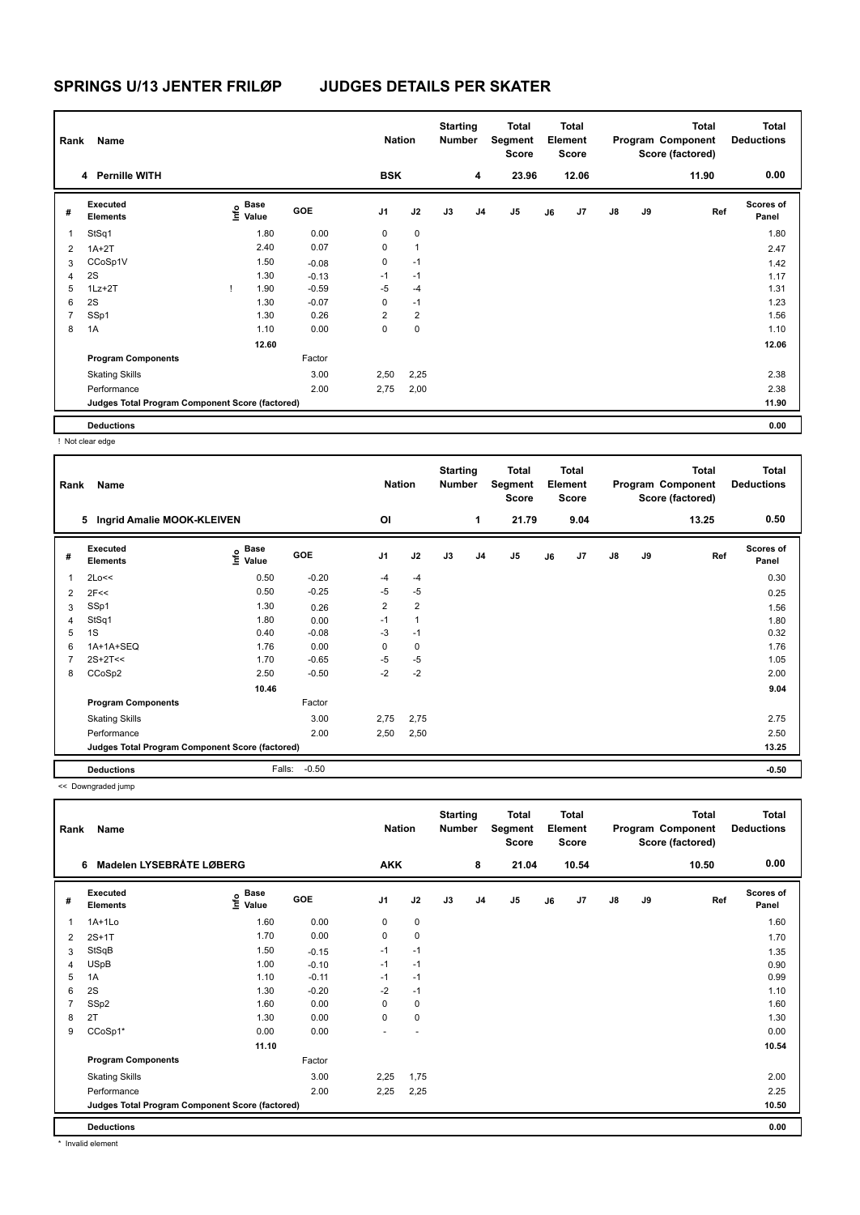# SPRINGS U/13 JENTER FRILØP JUDGES DETAILS PER SKATER

| Rank | Name | Nation | Starting Number | Total Segment Score | Total Element Score | Total Program Component Score (factored) | Total Deductions |
|---|---|---|---|---|---|---|---|
| 4 | Pernille WITH | BSK | 4 | 23.96 | 12.06 | 11.90 | 0.00 |

| # | Executed Elements | Info | Base Value | GOE | J1 | J2 | J3 | J4 | J5 | J6 | J7 | J8 | J9 | Ref | Scores of Panel |
|---|---|---|---|---|---|---|---|---|---|---|---|---|---|---|---|
| 1 | StSq1 | | 1.80 | 0.00 | 0 | 0 | | | | | | | | | 1.80 |
| 2 | 1A+2T | | 2.40 | 0.07 | 0 | 1 | | | | | | | | | 2.47 |
| 3 | CCoSp1V | | 1.50 | -0.08 | 0 | -1 | | | | | | | | | 1.42 |
| 4 | 2S | | 1.30 | -0.13 | -1 | -1 | | | | | | | | | 1.17 |
| 5 | 1Lz+2T | ! | 1.90 | -0.59 | -5 | -4 | | | | | | | | | 1.31 |
| 6 | 2S | | 1.30 | -0.07 | 0 | -1 | | | | | | | | | 1.23 |
| 7 | SSp1 | | 1.30 | 0.26 | 2 | 2 | | | | | | | | | 1.56 |
| 8 | 1A | | 1.10 | 0.00 | 0 | 0 | | | | | | | | | 1.10 |
| | | | 12.60 | | | | | | | | | | | | 12.06 |
| | Program Components | | | Factor | | | | | | | | | | | |
| | Skating Skills | | | 3.00 | 2,50 | 2,25 | | | | | | | | | 2.38 |
| | Performance | | | 2.00 | 2,75 | 2,00 | | | | | | | | | 2.38 |
| | Judges Total Program Component Score (factored) | | | | | | | | | | | | | | 11.90 |
| | Deductions | | | | | | | | | | | | | | 0.00 |

! Not clear edge

| Rank | Name | Nation | Starting Number | Total Segment Score | Total Element Score | Total Program Component Score (factored) | Total Deductions |
|---|---|---|---|---|---|---|---|
| 5 | Ingrid Amalie MOOK-KLEIVEN | OI | 1 | 21.79 | 9.04 | 13.25 | 0.50 |

| # | Executed Elements | Info | Base Value | GOE | J1 | J2 | J3 | J4 | J5 | J6 | J7 | J8 | J9 | Ref | Scores of Panel |
|---|---|---|---|---|---|---|---|---|---|---|---|---|---|---|---|
| 1 | 2Lo<< | | 0.50 | -0.20 | -4 | -4 | | | | | | | | | 0.30 |
| 2 | 2F<< | | 0.50 | -0.25 | -5 | -5 | | | | | | | | | 0.25 |
| 3 | SSp1 | | 1.30 | 0.26 | 2 | 2 | | | | | | | | | 1.56 |
| 4 | StSq1 | | 1.80 | 0.00 | -1 | 1 | | | | | | | | | 1.80 |
| 5 | 1S | | 0.40 | -0.08 | -3 | -1 | | | | | | | | | 0.32 |
| 6 | 1A+1A+SEQ | | 1.76 | 0.00 | 0 | 0 | | | | | | | | | 1.76 |
| 7 | 2S+2T<< | | 1.70 | -0.65 | -5 | -5 | | | | | | | | | 1.05 |
| 8 | CCoSp2 | | 2.50 | -0.50 | -2 | -2 | | | | | | | | | 2.00 |
| | | | 10.46 | | | | | | | | | | | | 9.04 |
| | Program Components | | | Factor | | | | | | | | | | | |
| | Skating Skills | | | 3.00 | 2,75 | 2,75 | | | | | | | | | 2.75 |
| | Performance | | | 2.00 | 2,50 | 2,50 | | | | | | | | | 2.50 |
| | Judges Total Program Component Score (factored) | | | | | | | | | | | | | | 13.25 |
| | Deductions | | Falls: | -0.50 | | | | | | | | | | | -0.50 |

<< Downgraded jump

| Rank | Name | Nation | Starting Number | Total Segment Score | Total Element Score | Total Program Component Score (factored) | Total Deductions |
|---|---|---|---|---|---|---|---|
| 6 | Madelen LYSEBRÅTE LØBERG | AKK | 8 | 21.04 | 10.54 | 10.50 | 0.00 |

| # | Executed Elements | Info | Base Value | GOE | J1 | J2 | J3 | J4 | J5 | J6 | J7 | J8 | J9 | Ref | Scores of Panel |
|---|---|---|---|---|---|---|---|---|---|---|---|---|---|---|---|
| 1 | 1A+1Lo | | 1.60 | 0.00 | 0 | 0 | | | | | | | | | 1.60 |
| 2 | 2S+1T | | 1.70 | 0.00 | 0 | 0 | | | | | | | | | 1.70 |
| 3 | StSqB | | 1.50 | -0.15 | -1 | -1 | | | | | | | | | 1.35 |
| 4 | USpB | | 1.00 | -0.10 | -1 | -1 | | | | | | | | | 0.90 |
| 5 | 1A | | 1.10 | -0.11 | -1 | -1 | | | | | | | | | 0.99 |
| 6 | 2S | | 1.30 | -0.20 | -2 | -1 | | | | | | | | | 1.10 |
| 7 | SSp2 | | 1.60 | 0.00 | 0 | 0 | | | | | | | | | 1.60 |
| 8 | 2T | | 1.30 | 0.00 | 0 | 0 | | | | | | | | | 1.30 |
| 9 | CCoSp1* | | 0.00 | 0.00 | - | - | | | | | | | | | 0.00 |
| | | | 11.10 | | | | | | | | | | | | 10.54 |
| | Program Components | | | Factor | | | | | | | | | | | |
| | Skating Skills | | | 3.00 | 2,25 | 1,75 | | | | | | | | | 2.00 |
| | Performance | | | 2.00 | 2,25 | 2,25 | | | | | | | | | 2.25 |
| | Judges Total Program Component Score (factored) | | | | | | | | | | | | | | 10.50 |
| | Deductions | | | | | | | | | | | | | | 0.00 |

* Invalid element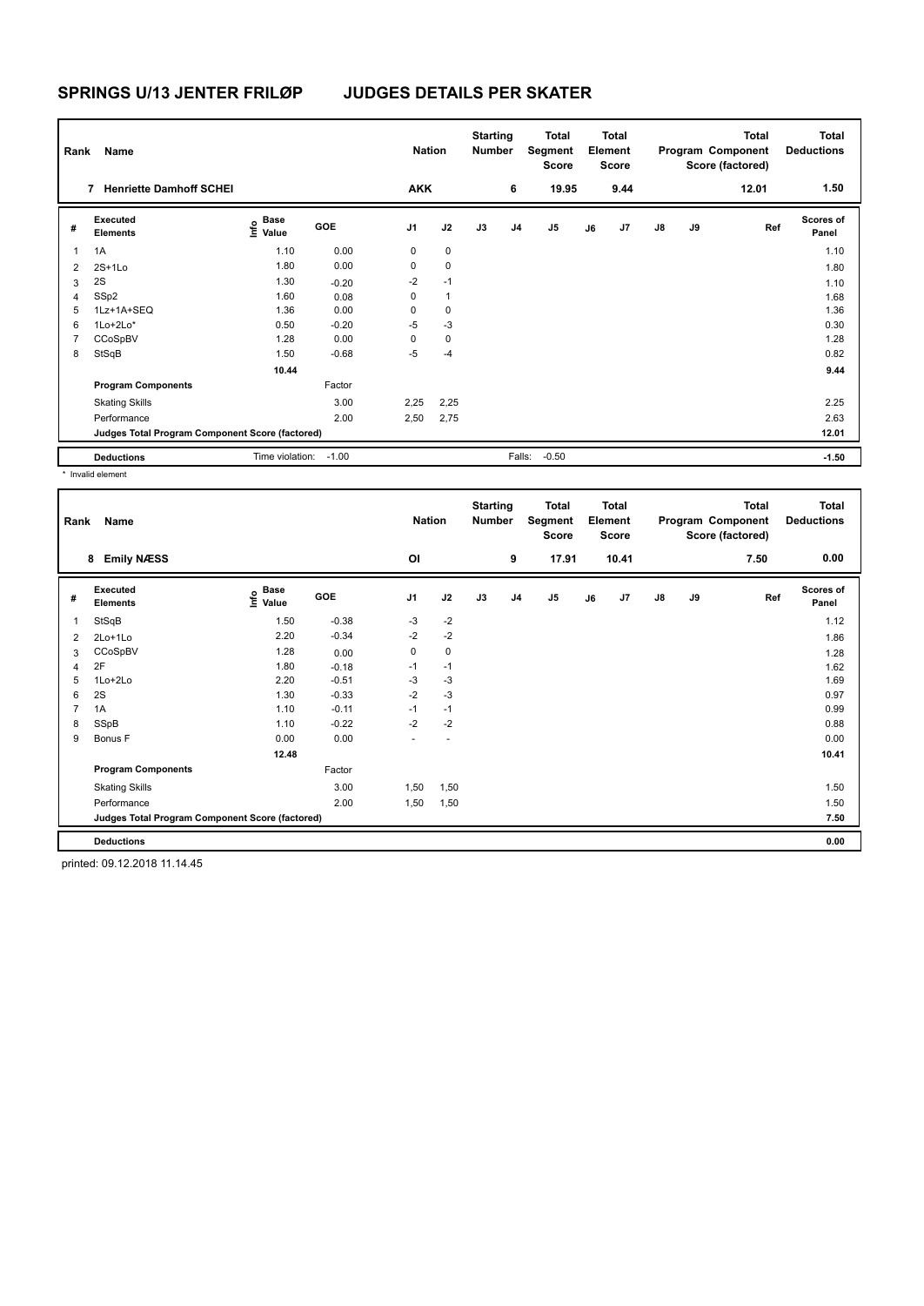# SPRINGS U/13 JENTER FRILØP JUDGES DETAILS PER SKATER

| Rank | Name | Nation | Starting Number | Total Segment Score | Total Element Score | Total Program Component Score (factored) | Total Deductions |
|---|---|---|---|---|---|---|---|
| 7 | Henriette Damhoff SCHEI | AKK | 6 | 19.95 | 9.44 | 12.01 | 1.50 |

| # | Executed Elements | Info | Base Value | GOE | J1 | J2 | J3 | J4 | J5 | J6 | J7 | J8 | J9 | Ref | Scores of Panel |
|---|---|---|---|---|---|---|---|---|---|---|---|---|---|---|---|
| 1 | 1A | | 1.10 | 0.00 | 0 | 0 | | | | | | | | | 1.10 |
| 2 | 2S+1Lo | | 1.80 | 0.00 | 0 | 0 | | | | | | | | | 1.80 |
| 3 | 2S | | 1.30 | -0.20 | -2 | -1 | | | | | | | | | 1.10 |
| 4 | SSp2 | | 1.60 | 0.08 | 0 | 1 | | | | | | | | | 1.68 |
| 5 | 1Lz+1A+SEQ | | 1.36 | 0.00 | 0 | 0 | | | | | | | | | 1.36 |
| 6 | 1Lo+2Lo* | | 0.50 | -0.20 | -5 | -3 | | | | | | | | | 0.30 |
| 7 | CCoSpBV | | 1.28 | 0.00 | 0 | 0 | | | | | | | | | 1.28 |
| 8 | StSqB | | 1.50 | -0.68 | -5 | -4 | | | | | | | | | 0.82 |
| | | | 10.44 | | | | | | | | | | | | 9.44 |
| | **Program Components** | | | Factor | | | | | | | | | | | |
| | Skating Skills | | | 3.00 | 2,25 | 2,25 | | | | | | | | | 2.25 |
| | Performance | | | 2.00 | 2,50 | 2,75 | | | | | | | | | 2.63 |
| | **Judges Total Program Component Score (factored)** | | | | | | | | | | | | | | 12.01 |
| | **Deductions** | | Time violation: | -1.00 | | | | Falls: | -0.50 | | | | | | -1.50 |

\* Invalid element

| Rank | Name | Nation | Starting Number | Total Segment Score | Total Element Score | Total Program Component Score (factored) | Total Deductions |
|---|---|---|---|---|---|---|---|
| 8 | Emily NÆSS | OI | 9 | 17.91 | 10.41 | 7.50 | 0.00 |

| # | Executed Elements | Info | Base Value | GOE | J1 | J2 | J3 | J4 | J5 | J6 | J7 | J8 | J9 | Ref | Scores of Panel |
|---|---|---|---|---|---|---|---|---|---|---|---|---|---|---|---|
| 1 | StSqB | | 1.50 | -0.38 | -3 | -2 | | | | | | | | | 1.12 |
| 2 | 2Lo+1Lo | | 2.20 | -0.34 | -2 | -2 | | | | | | | | | 1.86 |
| 3 | CCoSpBV | | 1.28 | 0.00 | 0 | 0 | | | | | | | | | 1.28 |
| 4 | 2F | | 1.80 | -0.18 | -1 | -1 | | | | | | | | | 1.62 |
| 5 | 1Lo+2Lo | | 2.20 | -0.51 | -3 | -3 | | | | | | | | | 1.69 |
| 6 | 2S | | 1.30 | -0.33 | -2 | -3 | | | | | | | | | 0.97 |
| 7 | 1A | | 1.10 | -0.11 | -1 | -1 | | | | | | | | | 0.99 |
| 8 | SSpB | | 1.10 | -0.22 | -2 | -2 | | | | | | | | | 0.88 |
| 9 | Bonus F | | 0.00 | 0.00 | - | - | | | | | | | | | 0.00 |
| | | | 12.48 | | | | | | | | | | | | 10.41 |
| | **Program Components** | | | Factor | | | | | | | | | | | |
| | Skating Skills | | | 3.00 | 1,50 | 1,50 | | | | | | | | | 1.50 |
| | Performance | | | 2.00 | 1,50 | 1,50 | | | | | | | | | 1.50 |
| | **Judges Total Program Component Score (factored)** | | | | | | | | | | | | | | 7.50 |
| | **Deductions** | | | | | | | | | | | | | | 0.00 |

printed: 09.12.2018 11.14.45